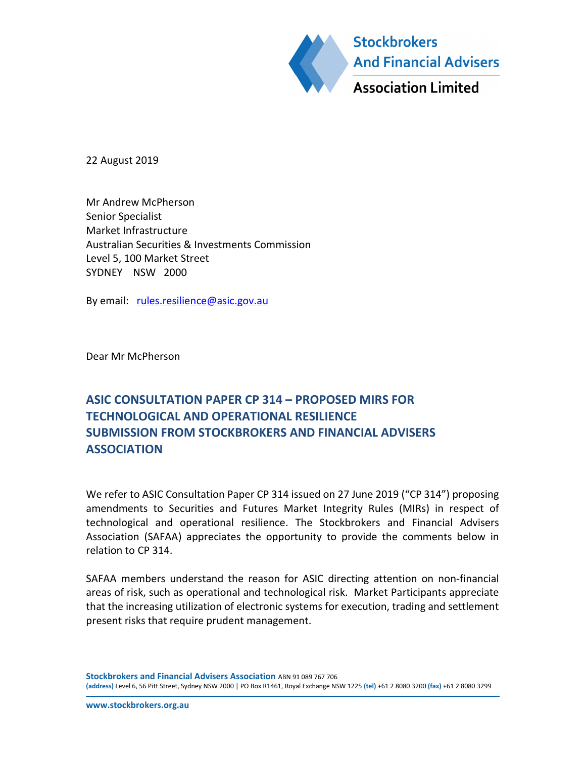Stockbrokers And Financial Advisers Association Limited

22 August 2019

Mr Andrew McPherson
Senior Specialist
Market Infrastructure
Australian Securities & Investments Commission
Level 5, 100 Market Street
SYDNEY NSW 2000

By email: rules.resilience@asic.gov.au

Dear Mr McPherson

## ASIC CONSULTATION PAPER CP 314 – PROPOSED MIRS FOR TECHNOLOGICAL AND OPERATIONAL RESILIENCE SUBMISSION FROM STOCKBROKERS AND FINANCIAL ADVISERS ASSOCIATION

We refer to ASIC Consultation Paper CP 314 issued on 27 June 2019 ("CP 314") proposing amendments to Securities and Futures Market Integrity Rules (MIRs) in respect of technological and operational resilience. The Stockbrokers and Financial Advisers Association (SAFAA) appreciates the opportunity to provide the comments below in relation to CP 314.

SAFAA members understand the reason for ASIC directing attention on non-financial areas of risk, such as operational and technological risk. Market Participants appreciate that the increasing utilization of electronic systems for execution, trading and settlement present risks that require prudent management.

**Stockbrokers and Financial Advisers Association** ABN 91 089 767 706
**(address)** Level 6, 56 Pitt Street, Sydney NSW 2000 | PO Box R1461, Royal Exchange NSW 1225 **(tel)** +61 2 8080 3200 **(fax)** +61 2 8080 3299

**www.stockbrokers.org.au**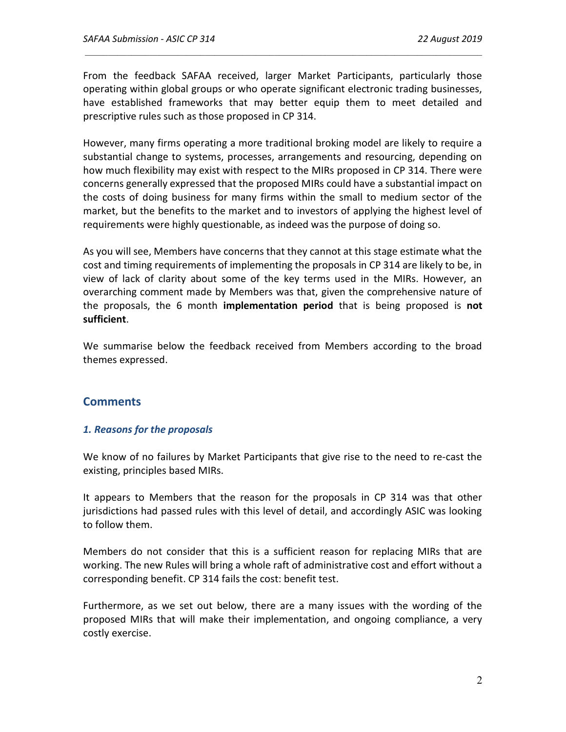From the feedback SAFAA received, larger Market Participants, particularly those operating within global groups or who operate significant electronic trading businesses, have established frameworks that may better equip them to meet detailed and prescriptive rules such as those proposed in CP 314.

However, many firms operating a more traditional broking model are likely to require a substantial change to systems, processes, arrangements and resourcing, depending on how much flexibility may exist with respect to the MIRs proposed in CP 314. There were concerns generally expressed that the proposed MIRs could have a substantial impact on the costs of doing business for many firms within the small to medium sector of the market, but the benefits to the market and to investors of applying the highest level of requirements were highly questionable, as indeed was the purpose of doing so.

As you will see, Members have concerns that they cannot at this stage estimate what the cost and timing requirements of implementing the proposals in CP 314 are likely to be, in view of lack of clarity about some of the key terms used in the MIRs. However, an overarching comment made by Members was that, given the comprehensive nature of the proposals, the 6 month **implementation period** that is being proposed is **not sufficient**.

We summarise below the feedback received from Members according to the broad themes expressed.

## Comments

### *1. Reasons for the proposals*

We know of no failures by Market Participants that give rise to the need to re-cast the existing, principles based MIRs.

It appears to Members that the reason for the proposals in CP 314 was that other jurisdictions had passed rules with this level of detail, and accordingly ASIC was looking to follow them.

Members do not consider that this is a sufficient reason for replacing MIRs that are working. The new Rules will bring a whole raft of administrative cost and effort without a corresponding benefit. CP 314 fails the cost: benefit test.

Furthermore, as we set out below, there are a many issues with the wording of the proposed MIRs that will make their implementation, and ongoing compliance, a very costly exercise.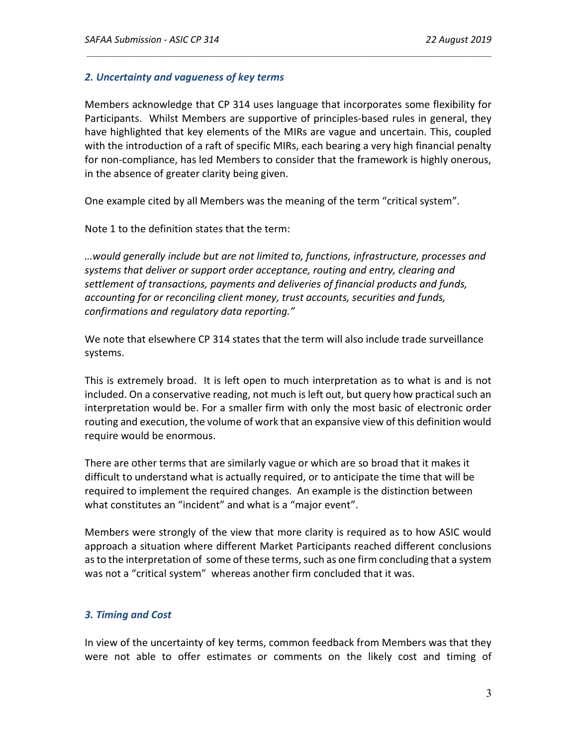### *2. Uncertainty and vagueness of key terms*

Members acknowledge that CP 314 uses language that incorporates some flexibility for Participants. Whilst Members are supportive of principles-based rules in general, they have highlighted that key elements of the MIRs are vague and uncertain. This, coupled with the introduction of a raft of specific MIRs, each bearing a very high financial penalty for non-compliance, has led Members to consider that the framework is highly onerous, in the absence of greater clarity being given.

One example cited by all Members was the meaning of the term "critical system".

Note 1 to the definition states that the term:

*…would generally include but are not limited to, functions, infrastructure, processes and systems that deliver or support order acceptance, routing and entry, clearing and settlement of transactions, payments and deliveries of financial products and funds, accounting for or reconciling client money, trust accounts, securities and funds, confirmations and regulatory data reporting."*

We note that elsewhere CP 314 states that the term will also include trade surveillance systems.

This is extremely broad. It is left open to much interpretation as to what is and is not included. On a conservative reading, not much is left out, but query how practical such an interpretation would be. For a smaller firm with only the most basic of electronic order routing and execution, the volume of work that an expansive view of this definition would require would be enormous.

There are other terms that are similarly vague or which are so broad that it makes it difficult to understand what is actually required, or to anticipate the time that will be required to implement the required changes. An example is the distinction between what constitutes an "incident" and what is a "major event".

Members were strongly of the view that more clarity is required as to how ASIC would approach a situation where different Market Participants reached different conclusions as to the interpretation of some of these terms, such as one firm concluding that a system was not a "critical system" whereas another firm concluded that it was.

### *3. Timing and Cost*

In view of the uncertainty of key terms, common feedback from Members was that they were not able to offer estimates or comments on the likely cost and timing of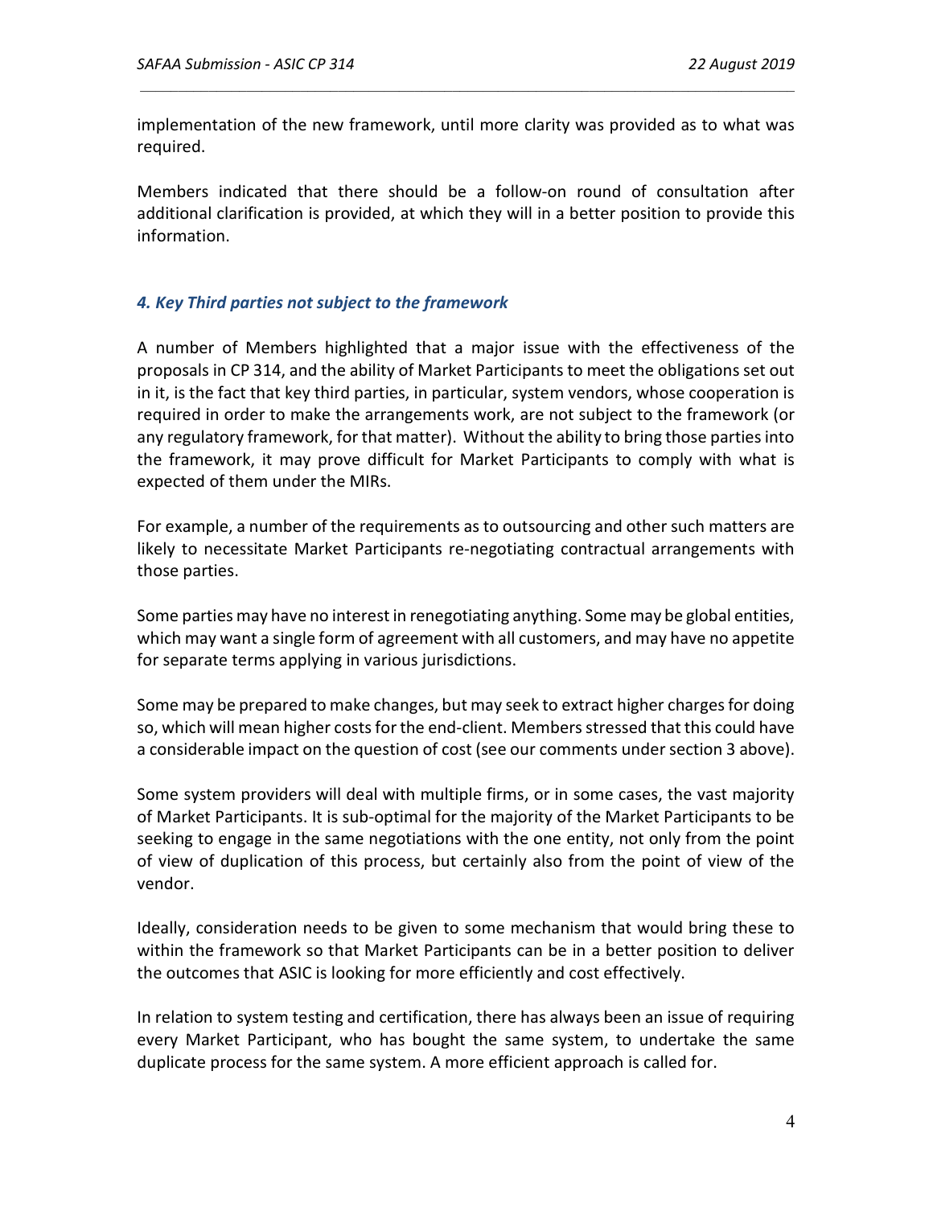implementation of the new framework, until more clarity was provided as to what was required.

Members indicated that there should be a follow-on round of consultation after additional clarification is provided, at which they will in a better position to provide this information.

### *4. Key Third parties not subject to the framework*

A number of Members highlighted that a major issue with the effectiveness of the proposals in CP 314, and the ability of Market Participants to meet the obligations set out in it, is the fact that key third parties, in particular, system vendors, whose cooperation is required in order to make the arrangements work, are not subject to the framework (or any regulatory framework, for that matter). Without the ability to bring those parties into the framework, it may prove difficult for Market Participants to comply with what is expected of them under the MIRs.

For example, a number of the requirements as to outsourcing and other such matters are likely to necessitate Market Participants re-negotiating contractual arrangements with those parties.

Some parties may have no interest in renegotiating anything. Some may be global entities, which may want a single form of agreement with all customers, and may have no appetite for separate terms applying in various jurisdictions.

Some may be prepared to make changes, but may seek to extract higher charges for doing so, which will mean higher costs for the end-client. Members stressed that this could have a considerable impact on the question of cost (see our comments under section 3 above).

Some system providers will deal with multiple firms, or in some cases, the vast majority of Market Participants. It is sub-optimal for the majority of the Market Participants to be seeking to engage in the same negotiations with the one entity, not only from the point of view of duplication of this process, but certainly also from the point of view of the vendor.

Ideally, consideration needs to be given to some mechanism that would bring these to within the framework so that Market Participants can be in a better position to deliver the outcomes that ASIC is looking for more efficiently and cost effectively.

In relation to system testing and certification, there has always been an issue of requiring every Market Participant, who has bought the same system, to undertake the same duplicate process for the same system. A more efficient approach is called for.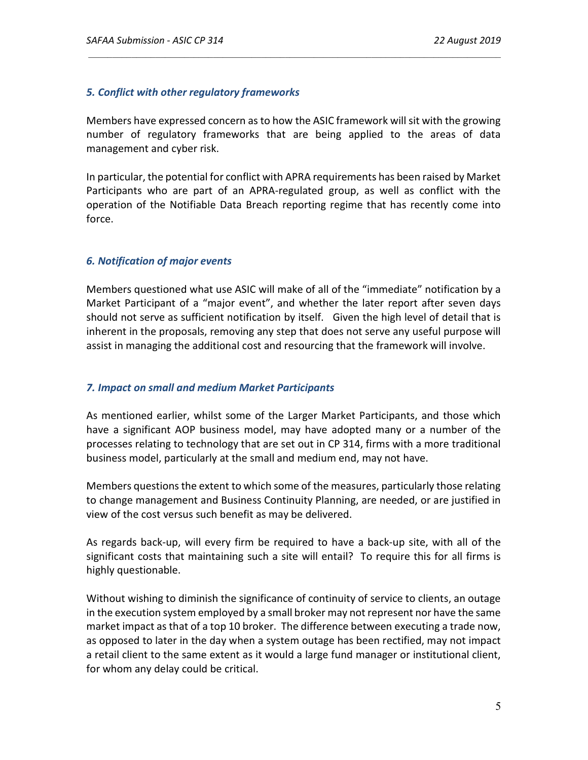### *5. Conflict with other regulatory frameworks*

Members have expressed concern as to how the ASIC framework will sit with the growing number of regulatory frameworks that are being applied to the areas of data management and cyber risk.

In particular, the potential for conflict with APRA requirements has been raised by Market Participants who are part of an APRA-regulated group, as well as conflict with the operation of the Notifiable Data Breach reporting regime that has recently come into force.

### *6. Notification of major events*

Members questioned what use ASIC will make of all of the "immediate" notification by a Market Participant of a "major event", and whether the later report after seven days should not serve as sufficient notification by itself. Given the high level of detail that is inherent in the proposals, removing any step that does not serve any useful purpose will assist in managing the additional cost and resourcing that the framework will involve.

### *7. Impact on small and medium Market Participants*

As mentioned earlier, whilst some of the Larger Market Participants, and those which have a significant AOP business model, may have adopted many or a number of the processes relating to technology that are set out in CP 314, firms with a more traditional business model, particularly at the small and medium end, may not have.

Members questions the extent to which some of the measures, particularly those relating to change management and Business Continuity Planning, are needed, or are justified in view of the cost versus such benefit as may be delivered.

As regards back-up, will every firm be required to have a back-up site, with all of the significant costs that maintaining such a site will entail? To require this for all firms is highly questionable.

Without wishing to diminish the significance of continuity of service to clients, an outage in the execution system employed by a small broker may not represent nor have the same market impact as that of a top 10 broker. The difference between executing a trade now, as opposed to later in the day when a system outage has been rectified, may not impact a retail client to the same extent as it would a large fund manager or institutional client, for whom any delay could be critical.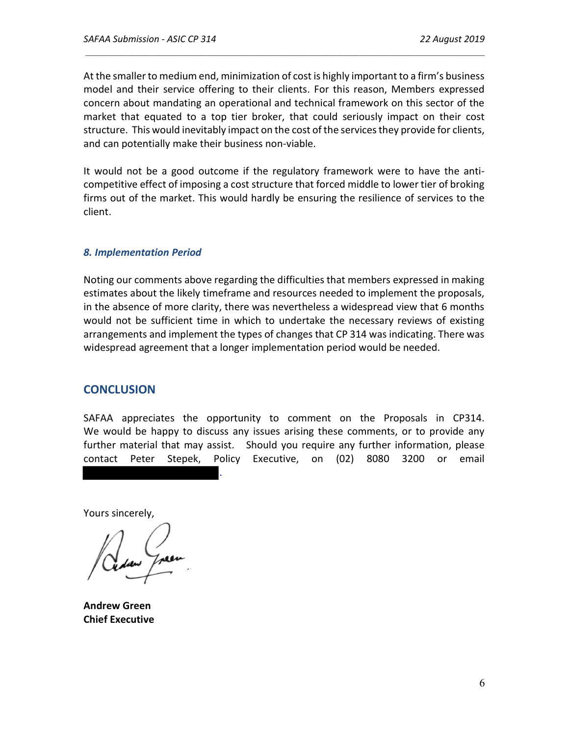At the smaller to medium end, minimization of cost is highly important to a firm's business model and their service offering to their clients. For this reason, Members expressed concern about mandating an operational and technical framework on this sector of the market that equated to a top tier broker, that could seriously impact on their cost structure. This would inevitably impact on the cost of the services they provide for clients, and can potentially make their business non-viable.

It would not be a good outcome if the regulatory framework were to have the anti-competitive effect of imposing a cost structure that forced middle to lower tier of broking firms out of the market. This would hardly be ensuring the resilience of services to the client.

### *8. Implementation Period*

Noting our comments above regarding the difficulties that members expressed in making estimates about the likely timeframe and resources needed to implement the proposals, in the absence of more clarity, there was nevertheless a widespread view that 6 months would not be sufficient time in which to undertake the necessary reviews of existing arrangements and implement the types of changes that CP 314 was indicating. There was widespread agreement that a longer implementation period would be needed.

## CONCLUSION

SAFAA appreciates the opportunity to comment on the Proposals in CP314. We would be happy to discuss any issues arising these comments, or to provide any further material that may assist. Should you require any further information, please contact Peter Stepek, Policy Executive, on (02) 8080 3200 or email [redacted].

Yours sincerely,

**Andrew Green**
**Chief Executive**